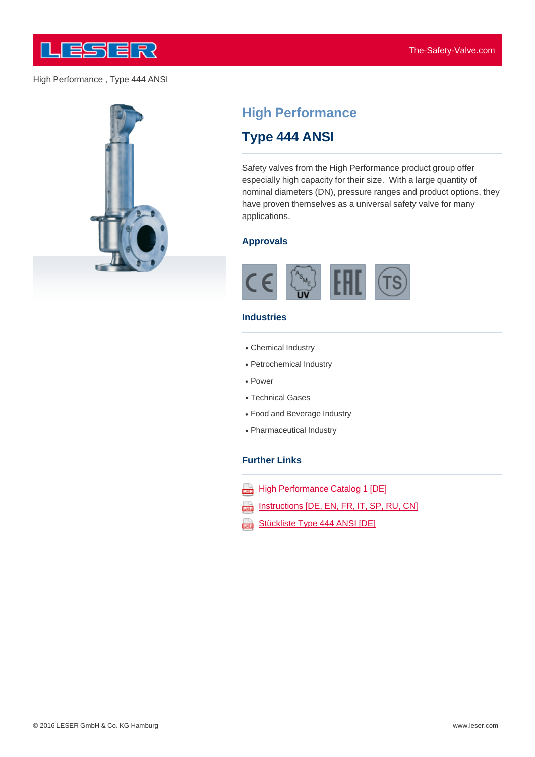High Performance , Type 444 ANSI

# High Performance

## Type 444 ANSI

Safety valves from the High Performance product group offer especially high capacity for their size. With a large quantity of nominal diameters (DN), pressure ranges and product options, they have proven themselves as a universal safety valve for many applications.

### Approvals

### Industries

- Chemical Industry
- Petrochemical Industry
- Power
- Technical Gases
- Food and Beverage Industry
- Pharmaceutical Industry

### Further Links

- High Performance Catalog 1 [DE]
- Instructions [DE, EN, FR, IT, SP, RU, CN]
- Stückliste Type 444 ANSI [DE]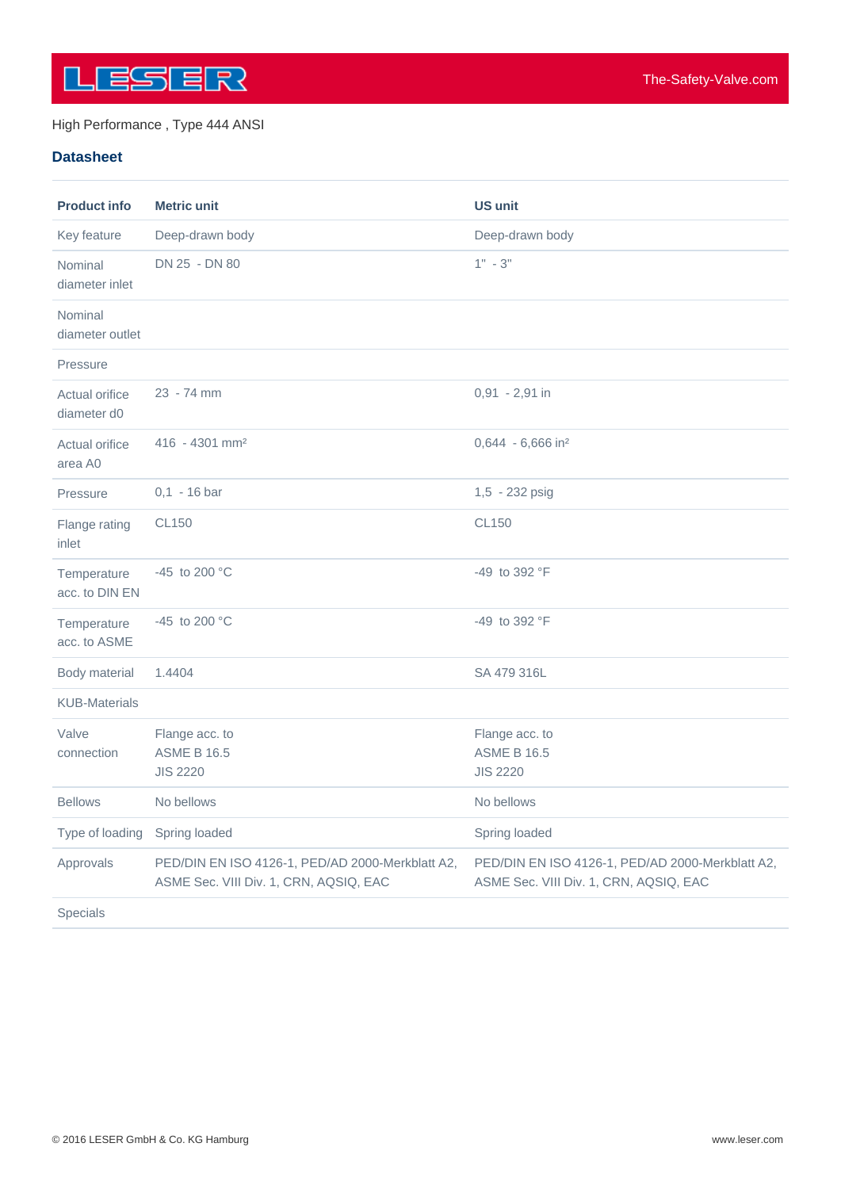High Performance , Type 444 ANSI

## Datasheet

| Product info | Metric unit | US unit |
| --- | --- | --- |
| Key feature | Deep-drawn body | Deep-drawn body |
| Nominal diameter inlet | DN 25 - DN 80 | 1" - 3" |
| Nominal diameter outlet | | |
| Pressure | | |
| Actual orifice diameter d0 | 23 - 74 mm | 0,91 - 2,91 in |
| Actual orifice area A0 | 416 - 4301 mm² | 0,644 - 6,666 in² |
| Pressure | 0,1 - 16 bar | 1,5 - 232 psig |
| Flange rating inlet | CL150 | CL150 |
| Temperature acc. to DIN EN | -45 to 200 °C | -49 to 392 °F |
| Temperature acc. to ASME | -45 to 200 °C | -49 to 392 °F |
| Body material | 1.4404 | SA 479 316L |
| KUB-Materials | | |
| Valve connection | Flange acc. to ASME B 16.5 JIS 2220 | Flange acc. to ASME B 16.5 JIS 2220 |
| Bellows | No bellows | No bellows |
| Type of loading | Spring loaded | Spring loaded |
| Approvals | PED/DIN EN ISO 4126-1, PED/AD 2000-Merkblatt A2, ASME Sec. VIII Div. 1, CRN, AQSIQ, EAC | PED/DIN EN ISO 4126-1, PED/AD 2000-Merkblatt A2, ASME Sec. VIII Div. 1, CRN, AQSIQ, EAC |
| Specials | | |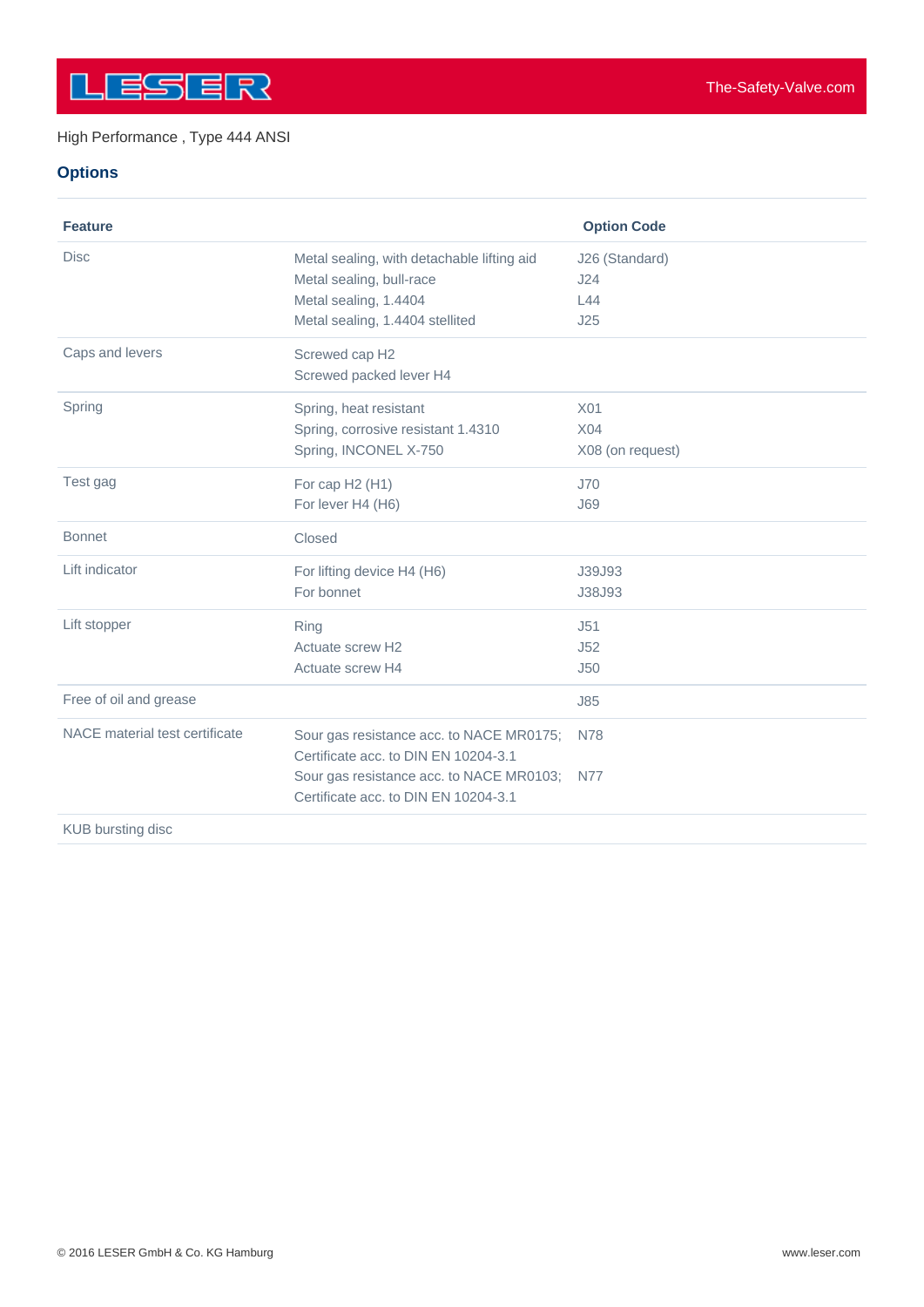High Performance , Type 444 ANSI

## Options

| Feature | | Option Code |
|---|---|---|
| Disc | Metal sealing, with detachable lifting aid | J26 (Standard) |
| | Metal sealing, bull-race | J24 |
| | Metal sealing, 1.4404 | L44 |
| | Metal sealing, 1.4404 stellited | J25 |
| Caps and levers | Screwed cap H2 | |
| | Screwed packed lever H4 | |
| Spring | Spring, heat resistant | X01 |
| | Spring, corrosive resistant 1.4310 | X04 |
| | Spring, INCONEL X-750 | X08 (on request) |
| Test gag | For cap H2 (H1) | J70 |
| | For lever H4 (H6) | J69 |
| Bonnet | Closed | |
| Lift indicator | For lifting device H4 (H6) | J39J93 |
| | For bonnet | J38J93 |
| Lift stopper | Ring | J51 |
| | Actuate screw H2 | J52 |
| | Actuate screw H4 | J50 |
| Free of oil and grease | | J85 |
| NACE material test certificate | Sour gas resistance acc. to NACE MR0175; Certificate acc. to DIN EN 10204-3.1 | N78 |
| | Sour gas resistance acc. to NACE MR0103; Certificate acc. to DIN EN 10204-3.1 | N77 |
| KUB bursting disc | | |